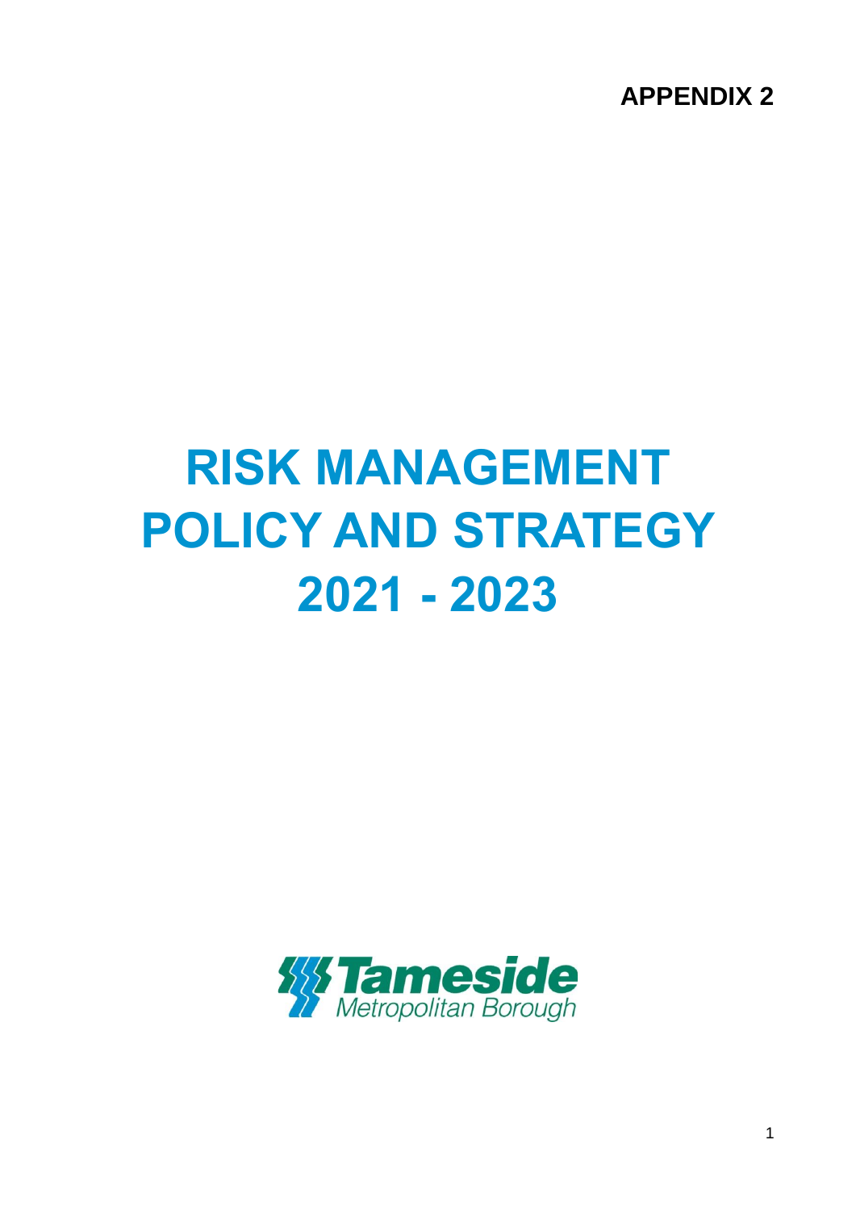**APPENDIX 2**

# RISK MANAGEMENT POLICY AND STRATEGY 2021 - 2023

Tameside
Metropolitan Borough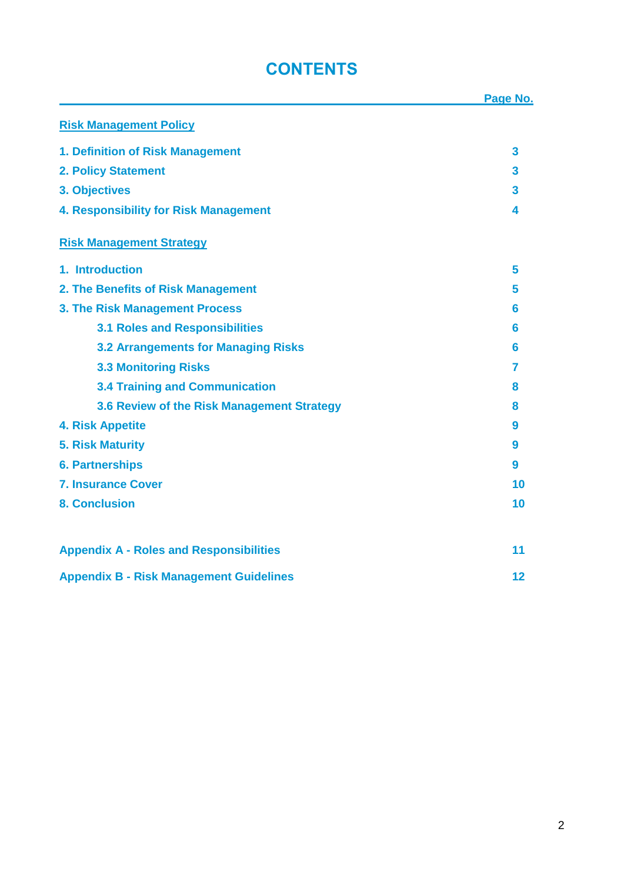# CONTENTS

| | Page No. |
|---|---|
| **Risk Management Policy** | |
| **1. Definition of Risk Management** | **3** |
| **2. Policy Statement** | **3** |
| **3. Objectives** | **3** |
| **4. Responsibility for Risk Management** | **4** |
| **Risk Management Strategy** | |
| **1. Introduction** | **5** |
| **2. The Benefits of Risk Management** | **5** |
| **3. The Risk Management Process** | **6** |
| **3.1 Roles and Responsibilities** | **6** |
| **3.2 Arrangements for Managing Risks** | **6** |
| **3.3 Monitoring Risks** | **7** |
| **3.4 Training and Communication** | **8** |
| **3.6 Review of the Risk Management Strategy** | **8** |
| **4. Risk Appetite** | **9** |
| **5. Risk Maturity** | **9** |
| **6. Partnerships** | **9** |
| **7. Insurance Cover** | **10** |
| **8. Conclusion** | **10** |
| **Appendix A - Roles and Responsibilities** | **11** |
| **Appendix B - Risk Management Guidelines** | **12** |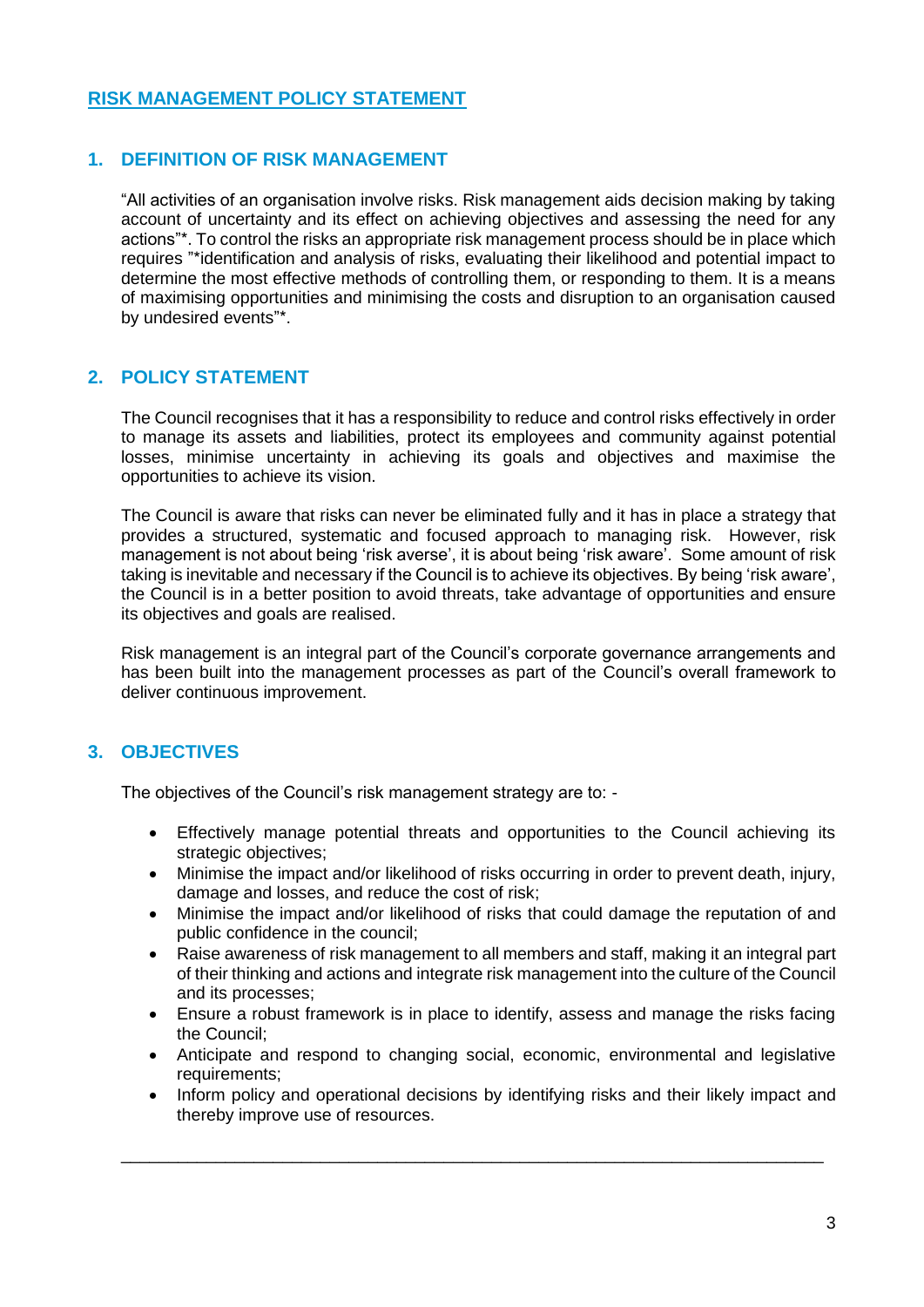# RISK MANAGEMENT POLICY STATEMENT

## 1. DEFINITION OF RISK MANAGEMENT

"All activities of an organisation involve risks. Risk management aids decision making by taking account of uncertainty and its effect on achieving objectives and assessing the need for any actions"*. To control the risks an appropriate risk management process should be in place which requires "*identification and analysis of risks, evaluating their likelihood and potential impact to determine the most effective methods of controlling them, or responding to them. It is a means of maximising opportunities and minimising the costs and disruption to an organisation caused by undesired events"*.

## 2. POLICY STATEMENT

The Council recognises that it has a responsibility to reduce and control risks effectively in order to manage its assets and liabilities, protect its employees and community against potential losses, minimise uncertainty in achieving its goals and objectives and maximise the opportunities to achieve its vision.

The Council is aware that risks can never be eliminated fully and it has in place a strategy that provides a structured, systematic and focused approach to managing risk. However, risk management is not about being 'risk averse', it is about being 'risk aware'. Some amount of risk taking is inevitable and necessary if the Council is to achieve its objectives. By being 'risk aware', the Council is in a better position to avoid threats, take advantage of opportunities and ensure its objectives and goals are realised.

Risk management is an integral part of the Council's corporate governance arrangements and has been built into the management processes as part of the Council's overall framework to deliver continuous improvement.

## 3. OBJECTIVES

The objectives of the Council's risk management strategy are to: -

- Effectively manage potential threats and opportunities to the Council achieving its strategic objectives;
- Minimise the impact and/or likelihood of risks occurring in order to prevent death, injury, damage and losses, and reduce the cost of risk;
- Minimise the impact and/or likelihood of risks that could damage the reputation of and public confidence in the council;
- Raise awareness of risk management to all members and staff, making it an integral part of their thinking and actions and integrate risk management into the culture of the Council and its processes;
- Ensure a robust framework is in place to identify, assess and manage the risks facing the Council;
- Anticipate and respond to changing social, economic, environmental and legislative requirements;
- Inform policy and operational decisions by identifying risks and their likely impact and thereby improve use of resources.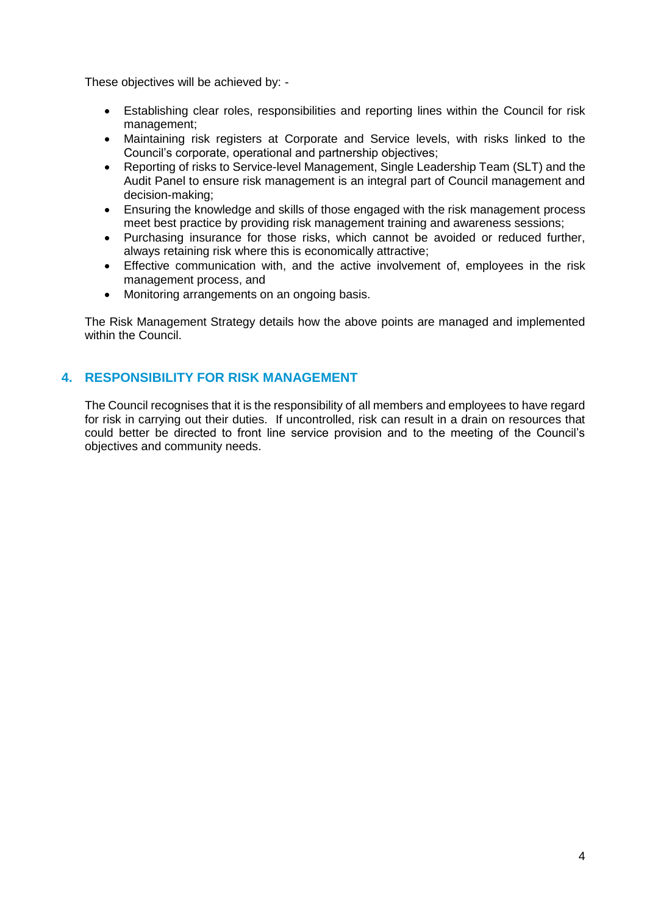These objectives will be achieved by: -

- Establishing clear roles, responsibilities and reporting lines within the Council for risk management;
- Maintaining risk registers at Corporate and Service levels, with risks linked to the Council's corporate, operational and partnership objectives;
- Reporting of risks to Service-level Management, Single Leadership Team (SLT) and the Audit Panel to ensure risk management is an integral part of Council management and decision-making;
- Ensuring the knowledge and skills of those engaged with the risk management process meet best practice by providing risk management training and awareness sessions;
- Purchasing insurance for those risks, which cannot be avoided or reduced further, always retaining risk where this is economically attractive;
- Effective communication with, and the active involvement of, employees in the risk management process, and
- Monitoring arrangements on an ongoing basis.

The Risk Management Strategy details how the above points are managed and implemented within the Council.

## 4. RESPONSIBILITY FOR RISK MANAGEMENT

The Council recognises that it is the responsibility of all members and employees to have regard for risk in carrying out their duties. If uncontrolled, risk can result in a drain on resources that could better be directed to front line service provision and to the meeting of the Council's objectives and community needs.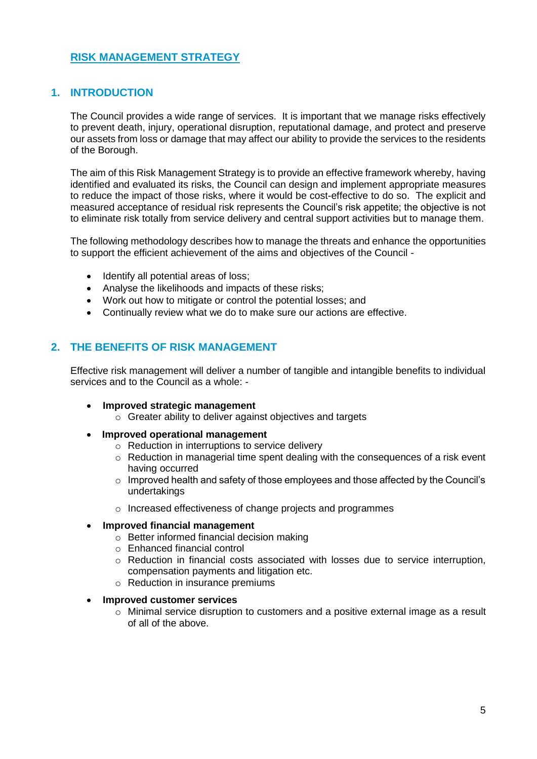# RISK MANAGEMENT STRATEGY

## 1. INTRODUCTION

The Council provides a wide range of services. It is important that we manage risks effectively to prevent death, injury, operational disruption, reputational damage, and protect and preserve our assets from loss or damage that may affect our ability to provide the services to the residents of the Borough.

The aim of this Risk Management Strategy is to provide an effective framework whereby, having identified and evaluated its risks, the Council can design and implement appropriate measures to reduce the impact of those risks, where it would be cost-effective to do so. The explicit and measured acceptance of residual risk represents the Council's risk appetite; the objective is not to eliminate risk totally from service delivery and central support activities but to manage them.

The following methodology describes how to manage the threats and enhance the opportunities to support the efficient achievement of the aims and objectives of the Council -

- Identify all potential areas of loss;
- Analyse the likelihoods and impacts of these risks;
- Work out how to mitigate or control the potential losses; and
- Continually review what we do to make sure our actions are effective.

## 2. THE BENEFITS OF RISK MANAGEMENT

Effective risk management will deliver a number of tangible and intangible benefits to individual services and to the Council as a whole: -

- **Improved strategic management**
  - Greater ability to deliver against objectives and targets
- **Improved operational management**
  - Reduction in interruptions to service delivery
  - Reduction in managerial time spent dealing with the consequences of a risk event having occurred
  - Improved health and safety of those employees and those affected by the Council's undertakings
  - Increased effectiveness of change projects and programmes
- **Improved financial management**
  - Better informed financial decision making
  - Enhanced financial control
  - Reduction in financial costs associated with losses due to service interruption, compensation payments and litigation etc.
  - Reduction in insurance premiums
- **Improved customer services**
  - Minimal service disruption to customers and a positive external image as a result of all of the above.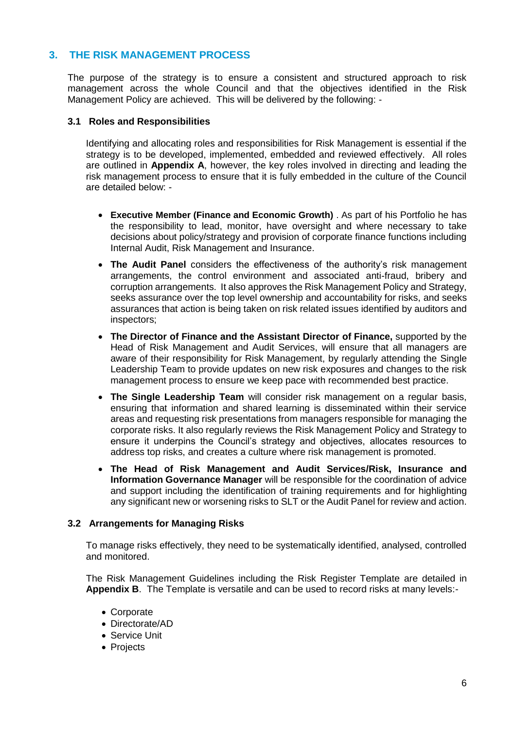## 3. THE RISK MANAGEMENT PROCESS

The purpose of the strategy is to ensure a consistent and structured approach to risk management across the whole Council and that the objectives identified in the Risk Management Policy are achieved. This will be delivered by the following: -

### 3.1 Roles and Responsibilities

Identifying and allocating roles and responsibilities for Risk Management is essential if the strategy is to be developed, implemented, embedded and reviewed effectively. All roles are outlined in **Appendix A**, however, the key roles involved in directing and leading the risk management process to ensure that it is fully embedded in the culture of the Council are detailed below: -

- **Executive Member (Finance and Economic Growth)** . As part of his Portfolio he has the responsibility to lead, monitor, have oversight and where necessary to take decisions about policy/strategy and provision of corporate finance functions including Internal Audit, Risk Management and Insurance.
- **The Audit Panel** considers the effectiveness of the authority's risk management arrangements, the control environment and associated anti-fraud, bribery and corruption arrangements. It also approves the Risk Management Policy and Strategy, seeks assurance over the top level ownership and accountability for risks, and seeks assurances that action is being taken on risk related issues identified by auditors and inspectors;
- **The Director of Finance and the Assistant Director of Finance,** supported by the Head of Risk Management and Audit Services, will ensure that all managers are aware of their responsibility for Risk Management, by regularly attending the Single Leadership Team to provide updates on new risk exposures and changes to the risk management process to ensure we keep pace with recommended best practice.
- **The Single Leadership Team** will consider risk management on a regular basis, ensuring that information and shared learning is disseminated within their service areas and requesting risk presentations from managers responsible for managing the corporate risks. It also regularly reviews the Risk Management Policy and Strategy to ensure it underpins the Council's strategy and objectives, allocates resources to address top risks, and creates a culture where risk management is promoted.
- **The Head of Risk Management and Audit Services/Risk, Insurance and Information Governance Manager** will be responsible for the coordination of advice and support including the identification of training requirements and for highlighting any significant new or worsening risks to SLT or the Audit Panel for review and action.

### 3.2 Arrangements for Managing Risks

To manage risks effectively, they need to be systematically identified, analysed, controlled and monitored.

The Risk Management Guidelines including the Risk Register Template are detailed in **Appendix B**. The Template is versatile and can be used to record risks at many levels:-

- Corporate
- Directorate/AD
- Service Unit
- Projects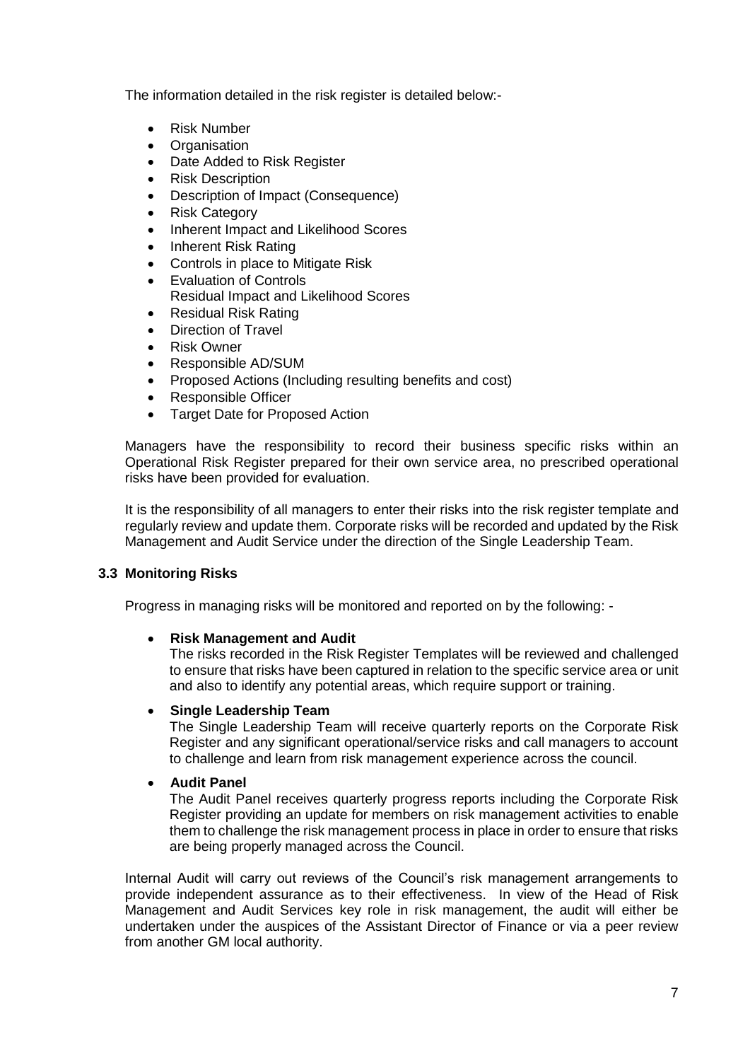The information detailed in the risk register is detailed below:-

- Risk Number
- Organisation
- Date Added to Risk Register
- Risk Description
- Description of Impact (Consequence)
- Risk Category
- Inherent Impact and Likelihood Scores
- Inherent Risk Rating
- Controls in place to Mitigate Risk
- Evaluation of Controls
  Residual Impact and Likelihood Scores
- Residual Risk Rating
- Direction of Travel
- Risk Owner
- Responsible AD/SUM
- Proposed Actions (Including resulting benefits and cost)
- Responsible Officer
- Target Date for Proposed Action

Managers have the responsibility to record their business specific risks within an Operational Risk Register prepared for their own service area, no prescribed operational risks have been provided for evaluation.

It is the responsibility of all managers to enter their risks into the risk register template and regularly review and update them. Corporate risks will be recorded and updated by the Risk Management and Audit Service under the direction of the Single Leadership Team.

### 3.3 Monitoring Risks

Progress in managing risks will be monitored and reported on by the following: -

- **Risk Management and Audit**
  The risks recorded in the Risk Register Templates will be reviewed and challenged to ensure that risks have been captured in relation to the specific service area or unit and also to identify any potential areas, which require support or training.

- **Single Leadership Team**
  The Single Leadership Team will receive quarterly reports on the Corporate Risk Register and any significant operational/service risks and call managers to account to challenge and learn from risk management experience across the council.

- **Audit Panel**
  The Audit Panel receives quarterly progress reports including the Corporate Risk Register providing an update for members on risk management activities to enable them to challenge the risk management process in place in order to ensure that risks are being properly managed across the Council.

Internal Audit will carry out reviews of the Council's risk management arrangements to provide independent assurance as to their effectiveness. In view of the Head of Risk Management and Audit Services key role in risk management, the audit will either be undertaken under the auspices of the Assistant Director of Finance or via a peer review from another GM local authority.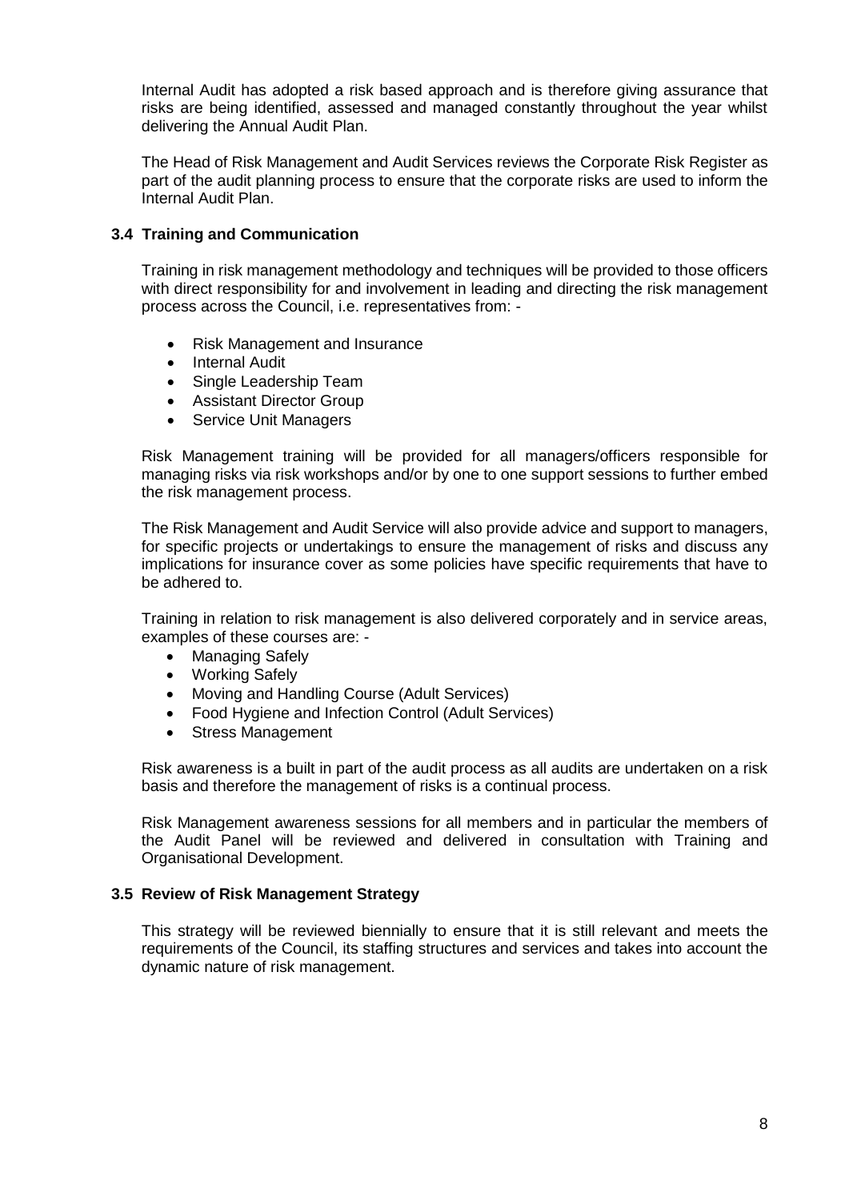Internal Audit has adopted a risk based approach and is therefore giving assurance that risks are being identified, assessed and managed constantly throughout the year whilst delivering the Annual Audit Plan.

The Head of Risk Management and Audit Services reviews the Corporate Risk Register as part of the audit planning process to ensure that the corporate risks are used to inform the Internal Audit Plan.

### 3.4 Training and Communication

Training in risk management methodology and techniques will be provided to those officers with direct responsibility for and involvement in leading and directing the risk management process across the Council, i.e. representatives from: -

- Risk Management and Insurance
- Internal Audit
- Single Leadership Team
- Assistant Director Group
- Service Unit Managers

Risk Management training will be provided for all managers/officers responsible for managing risks via risk workshops and/or by one to one support sessions to further embed the risk management process.

The Risk Management and Audit Service will also provide advice and support to managers, for specific projects or undertakings to ensure the management of risks and discuss any implications for insurance cover as some policies have specific requirements that have to be adhered to.

Training in relation to risk management is also delivered corporately and in service areas, examples of these courses are: -

- Managing Safely
- Working Safely
- Moving and Handling Course (Adult Services)
- Food Hygiene and Infection Control (Adult Services)
- Stress Management

Risk awareness is a built in part of the audit process as all audits are undertaken on a risk basis and therefore the management of risks is a continual process.

Risk Management awareness sessions for all members and in particular the members of the Audit Panel will be reviewed and delivered in consultation with Training and Organisational Development.

### 3.5 Review of Risk Management Strategy

This strategy will be reviewed biennially to ensure that it is still relevant and meets the requirements of the Council, its staffing structures and services and takes into account the dynamic nature of risk management.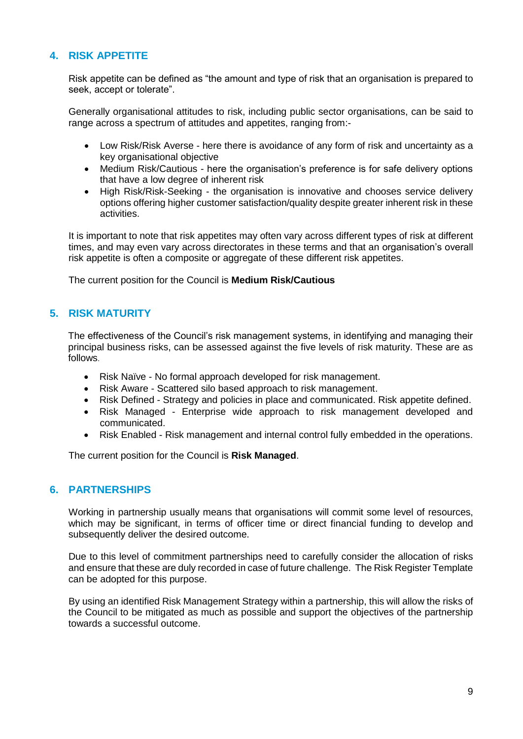## 4. RISK APPETITE

Risk appetite can be defined as "the amount and type of risk that an organisation is prepared to seek, accept or tolerate".

Generally organisational attitudes to risk, including public sector organisations, can be said to range across a spectrum of attitudes and appetites, ranging from:-

- Low Risk/Risk Averse - here there is avoidance of any form of risk and uncertainty as a key organisational objective
- Medium Risk/Cautious - here the organisation's preference is for safe delivery options that have a low degree of inherent risk
- High Risk/Risk-Seeking - the organisation is innovative and chooses service delivery options offering higher customer satisfaction/quality despite greater inherent risk in these activities.

It is important to note that risk appetites may often vary across different types of risk at different times, and may even vary across directorates in these terms and that an organisation's overall risk appetite is often a composite or aggregate of these different risk appetites.

The current position for the Council is **Medium Risk/Cautious**

## 5. RISK MATURITY

The effectiveness of the Council's risk management systems, in identifying and managing their principal business risks, can be assessed against the five levels of risk maturity. These are as follows.

- Risk Naïve - No formal approach developed for risk management.
- Risk Aware - Scattered silo based approach to risk management.
- Risk Defined - Strategy and policies in place and communicated. Risk appetite defined.
- Risk Managed - Enterprise wide approach to risk management developed and communicated.
- Risk Enabled - Risk management and internal control fully embedded in the operations.

The current position for the Council is **Risk Managed**.

## 6. PARTNERSHIPS

Working in partnership usually means that organisations will commit some level of resources, which may be significant, in terms of officer time or direct financial funding to develop and subsequently deliver the desired outcome.

Due to this level of commitment partnerships need to carefully consider the allocation of risks and ensure that these are duly recorded in case of future challenge. The Risk Register Template can be adopted for this purpose.

By using an identified Risk Management Strategy within a partnership, this will allow the risks of the Council to be mitigated as much as possible and support the objectives of the partnership towards a successful outcome.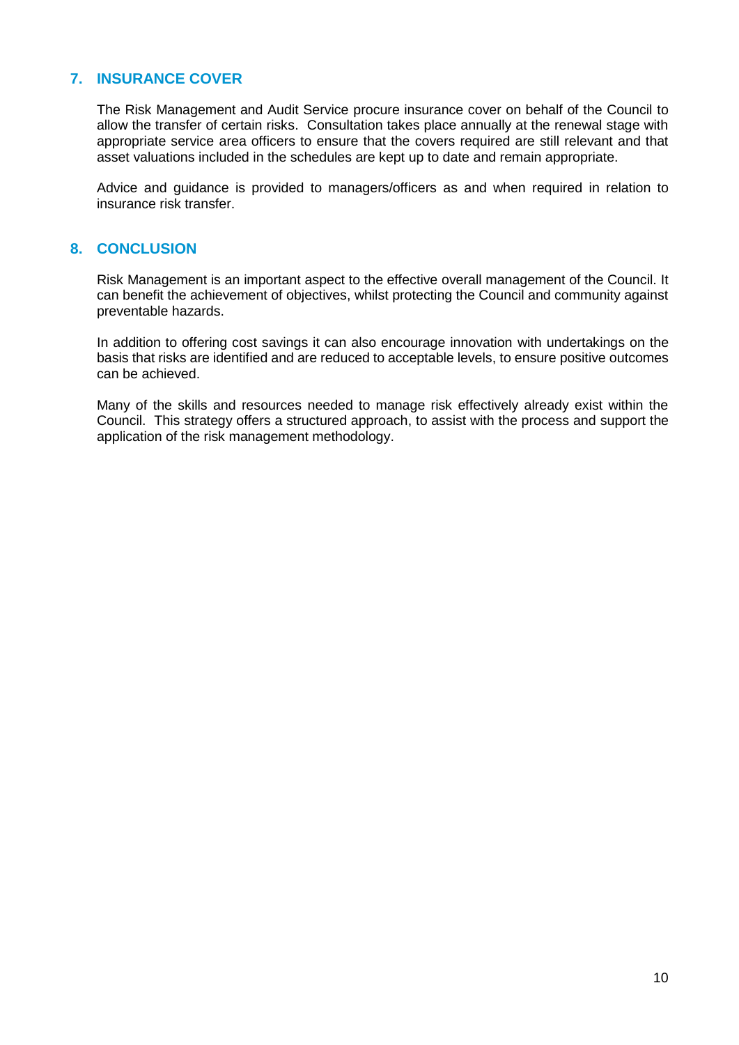## 7. INSURANCE COVER

The Risk Management and Audit Service procure insurance cover on behalf of the Council to allow the transfer of certain risks. Consultation takes place annually at the renewal stage with appropriate service area officers to ensure that the covers required are still relevant and that asset valuations included in the schedules are kept up to date and remain appropriate.

Advice and guidance is provided to managers/officers as and when required in relation to insurance risk transfer.

## 8. CONCLUSION

Risk Management is an important aspect to the effective overall management of the Council. It can benefit the achievement of objectives, whilst protecting the Council and community against preventable hazards.

In addition to offering cost savings it can also encourage innovation with undertakings on the basis that risks are identified and are reduced to acceptable levels, to ensure positive outcomes can be achieved.

Many of the skills and resources needed to manage risk effectively already exist within the Council. This strategy offers a structured approach, to assist with the process and support the application of the risk management methodology.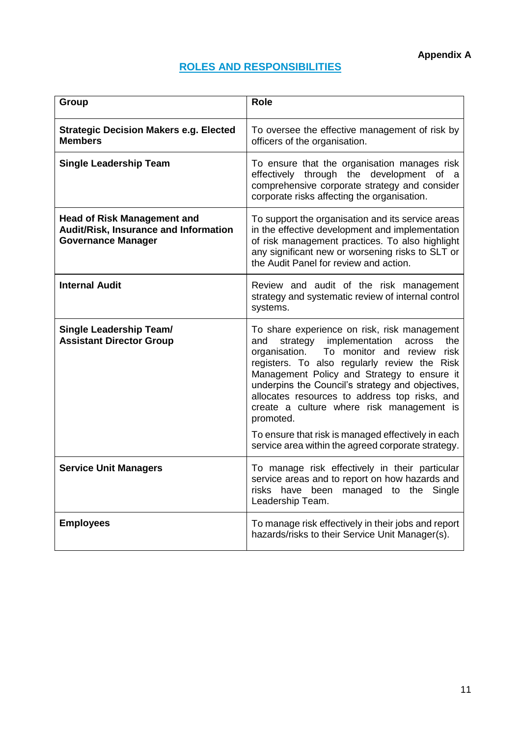**Appendix A**

## ROLES AND RESPONSIBILITIES

| Group | Role |
|---|---|
| **Strategic Decision Makers e.g. Elected Members** | To oversee the effective management of risk by officers of the organisation. |
| **Single Leadership Team** | To ensure that the organisation manages risk effectively through the development of a comprehensive corporate strategy and consider corporate risks affecting the organisation. |
| **Head of Risk Management and Audit/Risk, Insurance and Information Governance Manager** | To support the organisation and its service areas in the effective development and implementation of risk management practices. To also highlight any significant new or worsening risks to SLT or the Audit Panel for review and action. |
| **Internal Audit** | Review and audit of the risk management strategy and systematic review of internal control systems. |
| **Single Leadership Team/ Assistant Director Group** | To share experience on risk, risk management and strategy implementation across the organisation. To monitor and review risk registers. To also regularly review the Risk Management Policy and Strategy to ensure it underpins the Council's strategy and objectives, allocates resources to address top risks, and create a culture where risk management is promoted.<br><br>To ensure that risk is managed effectively in each service area within the agreed corporate strategy. |
| **Service Unit Managers** | To manage risk effectively in their particular service areas and to report on how hazards and risks have been managed to the Single Leadership Team. |
| **Employees** | To manage risk effectively in their jobs and report hazards/risks to their Service Unit Manager(s). |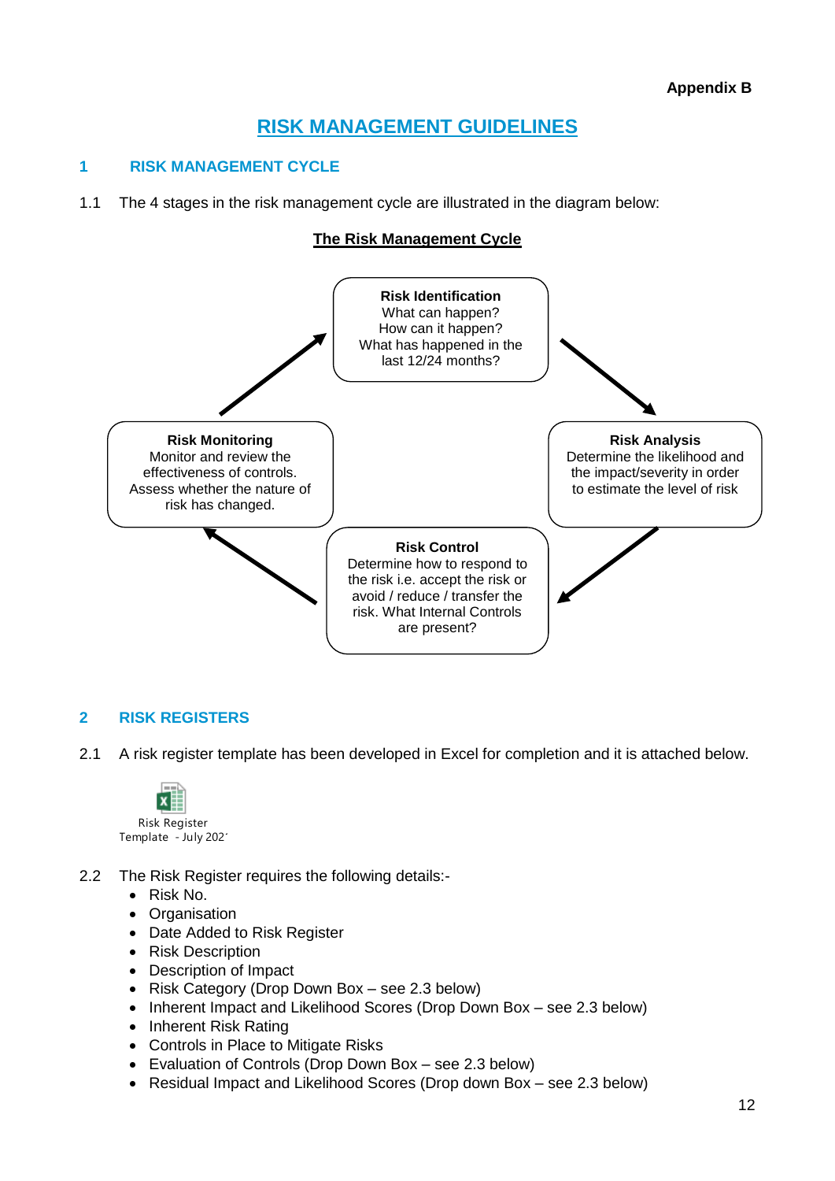**Appendix B**

# RISK MANAGEMENT GUIDELINES

## 1 RISK MANAGEMENT CYCLE

1.1 The 4 stages in the risk management cycle are illustrated in the diagram below:

**The Risk Management Cycle**

**Risk Identification**
What can happen?
How can it happen?
What has happened in the last 12/24 months?

**Risk Analysis**
Determine the likelihood and the impact/severity in order to estimate the level of risk

**Risk Control**
Determine how to respond to the risk i.e. accept the risk or avoid / reduce / transfer the risk. What Internal Controls are present?

**Risk Monitoring**
Monitor and review the effectiveness of controls. Assess whether the nature of risk has changed.

## 2 RISK REGISTERS

2.1 A risk register template has been developed in Excel for completion and it is attached below.

Risk Register Template - July 202´

2.2 The Risk Register requires the following details:-

- Risk No.
- Organisation
- Date Added to Risk Register
- Risk Description
- Description of Impact
- Risk Category (Drop Down Box – see 2.3 below)
- Inherent Impact and Likelihood Scores (Drop Down Box – see 2.3 below)
- Inherent Risk Rating
- Controls in Place to Mitigate Risks
- Evaluation of Controls (Drop Down Box – see 2.3 below)
- Residual Impact and Likelihood Scores (Drop down Box – see 2.3 below)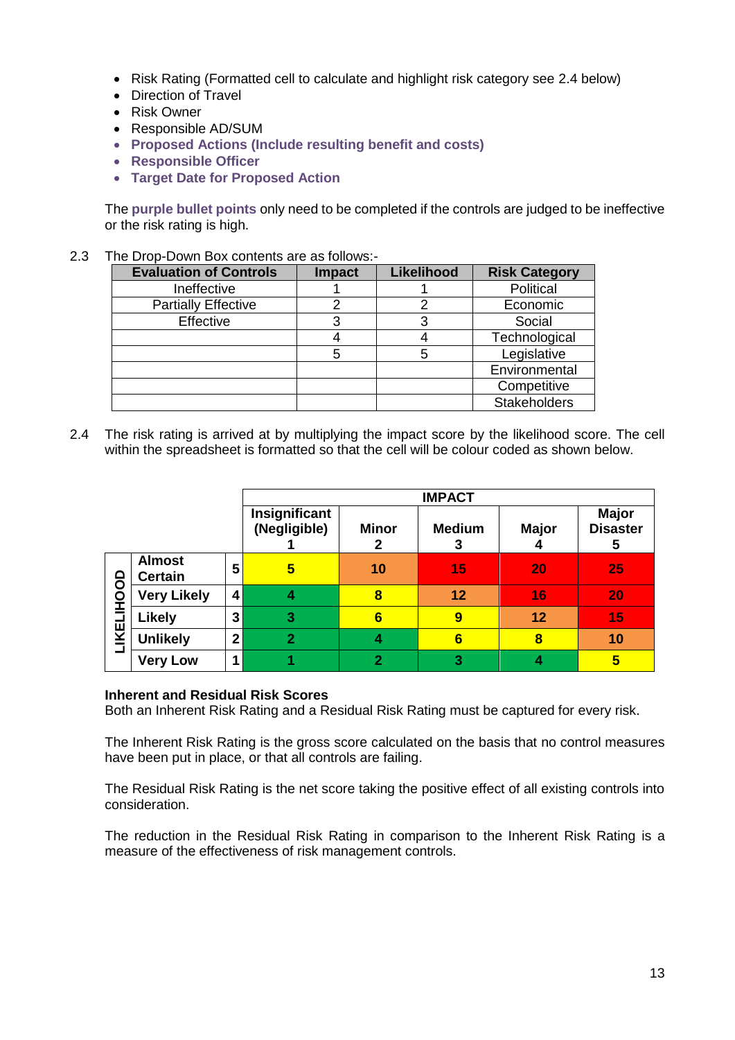- Risk Rating (Formatted cell to calculate and highlight risk category see 2.4 below)
- Direction of Travel
- Risk Owner
- Responsible AD/SUM
- **Proposed Actions (Include resulting benefit and costs)**
- **Responsible Officer**
- **Target Date for Proposed Action**

The **purple bullet points** only need to be completed if the controls are judged to be ineffective or the risk rating is high.

2.3 The Drop-Down Box contents are as follows:-

| Evaluation of Controls | Impact | Likelihood | Risk Category |
|---|---|---|---|
| Ineffective | 1 | 1 | Political |
| Partially Effective | 2 | 2 | Economic |
| Effective | 3 | 3 | Social |
| | 4 | 4 | Technological |
| | 5 | 5 | Legislative |
| | | | Environmental |
| | | | Competitive |
| | | | Stakeholders |

2.4 The risk rating is arrived at by multiplying the impact score by the likelihood score. The cell within the spreadsheet is formatted so that the cell will be colour coded as shown below.

| | | | IMPACT | | | | |
|---|---|---|---|---|---|---|---|
| | | | Insignificant (Negligible) 1 | Minor 2 | Medium 3 | Major 4 | Major Disaster 5 |
| LIKELIHOOD | Almost Certain | 5 | 5 | 10 | 15 | 20 | 25 |
| | Very Likely | 4 | 4 | 8 | 12 | 16 | 20 |
| | Likely | 3 | 3 | 6 | 9 | 12 | 15 |
| | Unlikely | 2 | 2 | 4 | 6 | 8 | 10 |
| | Very Low | 1 | 1 | 2 | 3 | 4 | 5 |

**Inherent and Residual Risk Scores**

Both an Inherent Risk Rating and a Residual Risk Rating must be captured for every risk.

The Inherent Risk Rating is the gross score calculated on the basis that no control measures have been put in place, or that all controls are failing.

The Residual Risk Rating is the net score taking the positive effect of all existing controls into consideration.

The reduction in the Residual Risk Rating in comparison to the Inherent Risk Rating is a measure of the effectiveness of risk management controls.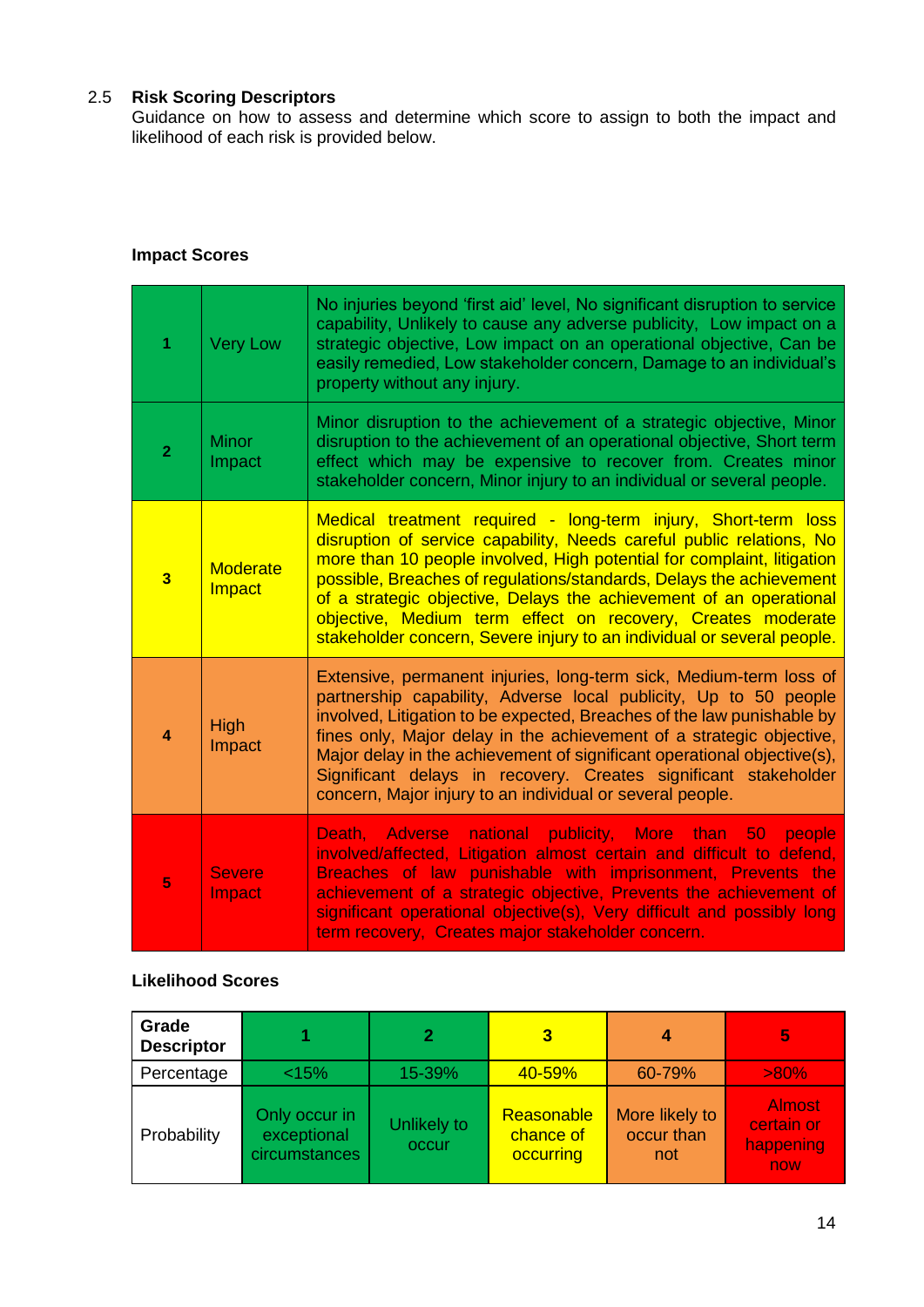## 2.5 Risk Scoring Descriptors

Guidance on how to assess and determine which score to assign to both the impact and likelihood of each risk is provided below.

**Impact Scores**

| | | |
|---|---|---|
| **1** | Very Low | No injuries beyond 'first aid' level, No significant disruption to service capability, Unlikely to cause any adverse publicity, Low impact on a strategic objective, Low impact on an operational objective, Can be easily remedied, Low stakeholder concern, Damage to an individual's property without any injury. |
| **2** | Minor Impact | Minor disruption to the achievement of a strategic objective, Minor disruption to the achievement of an operational objective, Short term effect which may be expensive to recover from. Creates minor stakeholder concern, Minor injury to an individual or several people. |
| **3** | Moderate Impact | Medical treatment required - long-term injury, Short-term loss disruption of service capability, Needs careful public relations, No more than 10 people involved, High potential for complaint, litigation possible, Breaches of regulations/standards, Delays the achievement of a strategic objective, Delays the achievement of an operational objective, Medium term effect on recovery, Creates moderate stakeholder concern, Severe injury to an individual or several people. |
| **4** | High Impact | Extensive, permanent injuries, long-term sick, Medium-term loss of partnership capability, Adverse local publicity, Up to 50 people involved, Litigation to be expected, Breaches of the law punishable by fines only, Major delay in the achievement of a strategic objective, Major delay in the achievement of significant operational objective(s), Significant delays in recovery. Creates significant stakeholder concern, Major injury to an individual or several people. |
| **5** | Severe Impact | Death, Adverse national publicity, More than 50 people involved/affected, Litigation almost certain and difficult to defend, Breaches of law punishable with imprisonment, Prevents the achievement of a strategic objective, Prevents the achievement of significant operational objective(s), Very difficult and possibly long term recovery, Creates major stakeholder concern. |

**Likelihood Scores**

| Grade Descriptor | 1 | 2 | 3 | 4 | 5 |
|---|---|---|---|---|---|
| Percentage | <15% | 15-39% | 40-59% | 60-79% | >80% |
| Probability | Only occur in exceptional circumstances | Unlikely to occur | Reasonable chance of occurring | More likely to occur than not | Almost certain or happening now |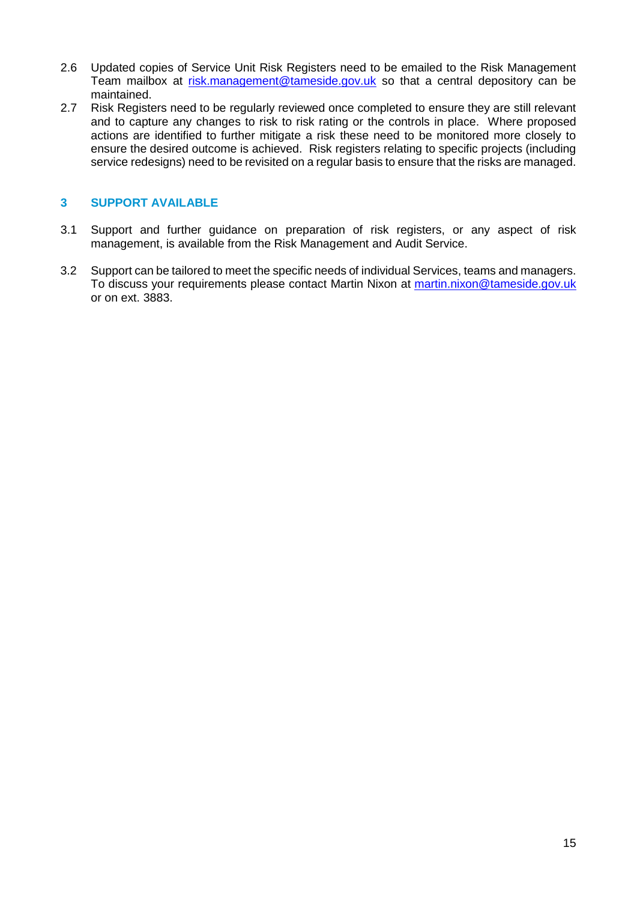2.6 Updated copies of Service Unit Risk Registers need to be emailed to the Risk Management Team mailbox at [risk.management@tameside.gov.uk](mailto:risk.management@tameside.gov.uk) so that a central depository can be maintained.

2.7 Risk Registers need to be regularly reviewed once completed to ensure they are still relevant and to capture any changes to risk to risk rating or the controls in place. Where proposed actions are identified to further mitigate a risk these need to be monitored more closely to ensure the desired outcome is achieved. Risk registers relating to specific projects (including service redesigns) need to be revisited on a regular basis to ensure that the risks are managed.

## 3 SUPPORT AVAILABLE

3.1 Support and further guidance on preparation of risk registers, or any aspect of risk management, is available from the Risk Management and Audit Service.

3.2 Support can be tailored to meet the specific needs of individual Services, teams and managers. To discuss your requirements please contact Martin Nixon at [martin.nixon@tameside.gov.uk](mailto:martin.nixon@tameside.gov.uk) or on ext. 3883.